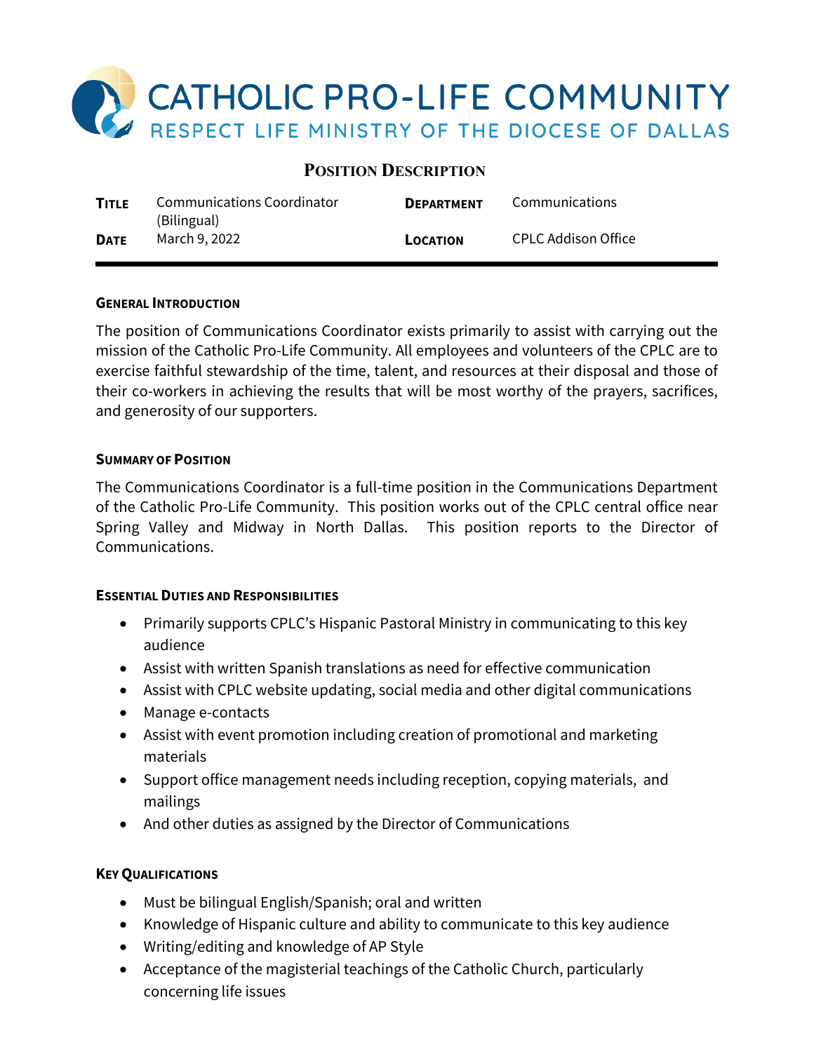# CATHOLIC PRO-LIFE COMMUNITY

RESPECT LIFE MINISTRY OF THE DIOCESE OF DALLAS

## POSITION DESCRIPTION

| | | | |
|---|---|---|---|
| **TITLE** | Communications Coordinator (Bilingual) | **DEPARTMENT** | Communications |
| **DATE** | March 9, 2022 | **LOCATION** | CPLC Addison Office |

### GENERAL INTRODUCTION

The position of Communications Coordinator exists primarily to assist with carrying out the mission of the Catholic Pro-Life Community. All employees and volunteers of the CPLC are to exercise faithful stewardship of the time, talent, and resources at their disposal and those of their co-workers in achieving the results that will be most worthy of the prayers, sacrifices, and generosity of our supporters.

### SUMMARY OF POSITION

The Communications Coordinator is a full-time position in the Communications Department of the Catholic Pro-Life Community. This position works out of the CPLC central office near Spring Valley and Midway in North Dallas. This position reports to the Director of Communications.

### ESSENTIAL DUTIES AND RESPONSIBILITIES

- Primarily supports CPLC's Hispanic Pastoral Ministry in communicating to this key audience
- Assist with written Spanish translations as need for effective communication
- Assist with CPLC website updating, social media and other digital communications
- Manage e-contacts
- Assist with event promotion including creation of promotional and marketing materials
- Support office management needs including reception, copying materials, and mailings
- And other duties as assigned by the Director of Communications

### KEY QUALIFICATIONS

- Must be bilingual English/Spanish; oral and written
- Knowledge of Hispanic culture and ability to communicate to this key audience
- Writing/editing and knowledge of AP Style
- Acceptance of the magisterial teachings of the Catholic Church, particularly concerning life issues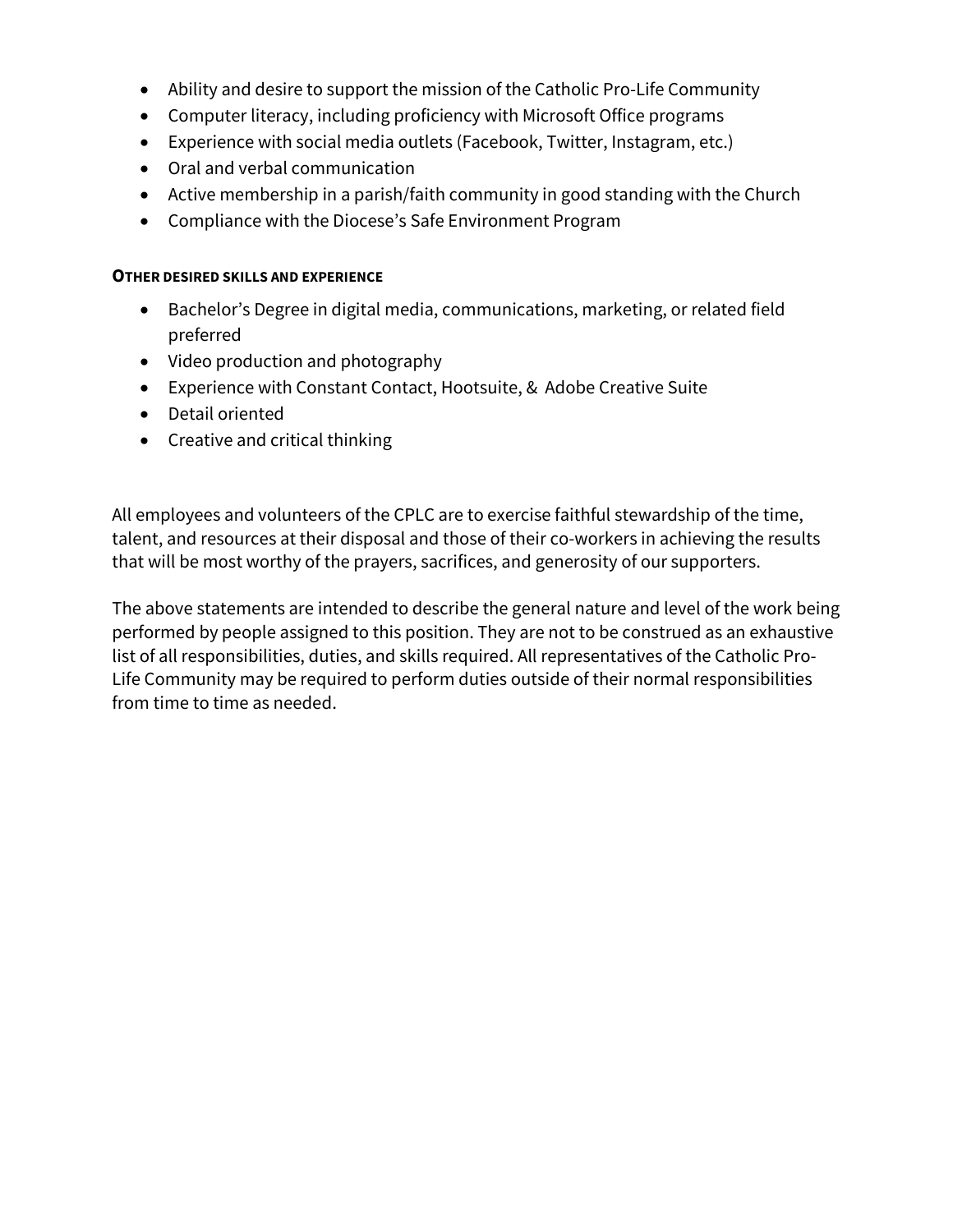- Ability and desire to support the mission of the Catholic Pro-Life Community
- Computer literacy, including proficiency with Microsoft Office programs
- Experience with social media outlets (Facebook, Twitter, Instagram, etc.)
- Oral and verbal communication
- Active membership in a parish/faith community in good standing with the Church
- Compliance with the Diocese's Safe Environment Program

**OTHER DESIRED SKILLS AND EXPERIENCE**

- Bachelor's Degree in digital media, communications, marketing, or related field preferred
- Video production and photography
- Experience with Constant Contact, Hootsuite, & Adobe Creative Suite
- Detail oriented
- Creative and critical thinking

All employees and volunteers of the CPLC are to exercise faithful stewardship of the time, talent, and resources at their disposal and those of their co-workers in achieving the results that will be most worthy of the prayers, sacrifices, and generosity of our supporters.

The above statements are intended to describe the general nature and level of the work being performed by people assigned to this position. They are not to be construed as an exhaustive list of all responsibilities, duties, and skills required. All representatives of the Catholic Pro-Life Community may be required to perform duties outside of their normal responsibilities from time to time as needed.